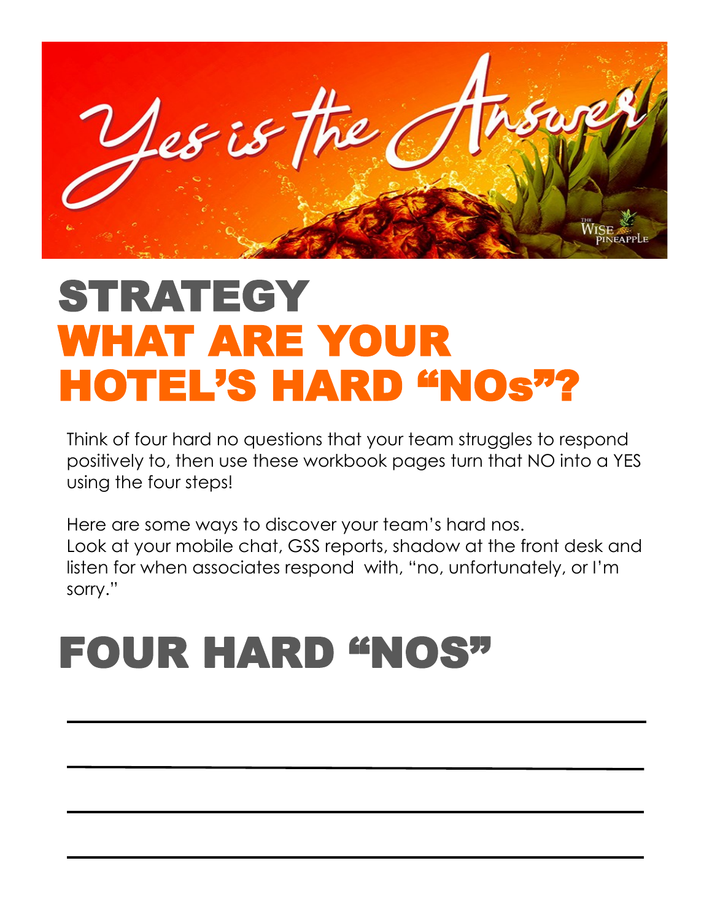# Yes is the Answer

# STRATEGY

# WHAT ARE YOUR HOTEL'S HARD "NOs"?

Think of four hard no questions that your team struggles to respond positively to, then use these workbook pages turn that NO into a YES using the four steps!

Here are some ways to discover your team's hard nos.
Look at your mobile chat, GSS reports, shadow at the front desk and listen for when associates respond with, "no, unfortunately, or I'm sorry."

# FOUR HARD "NOS"

\_\_\_\_\_\_\_\_\_\_\_\_\_\_\_\_\_\_\_\_\_\_\_\_\_\_\_\_\_\_\_\_\_\_\_\_\_\_\_\_\_\_\_\_\_\_\_\_\_\_\_\_\_\_

\_\_\_\_\_\_\_\_\_\_\_\_\_\_\_\_\_\_\_\_\_\_\_\_\_\_\_\_\_\_\_\_\_\_\_\_\_\_\_\_\_\_\_\_\_\_\_\_\_\_\_\_\_\_

\_\_\_\_\_\_\_\_\_\_\_\_\_\_\_\_\_\_\_\_\_\_\_\_\_\_\_\_\_\_\_\_\_\_\_\_\_\_\_\_\_\_\_\_\_\_\_\_\_\_\_\_\_\_

\_\_\_\_\_\_\_\_\_\_\_\_\_\_\_\_\_\_\_\_\_\_\_\_\_\_\_\_\_\_\_\_\_\_\_\_\_\_\_\_\_\_\_\_\_\_\_\_\_\_\_\_\_\_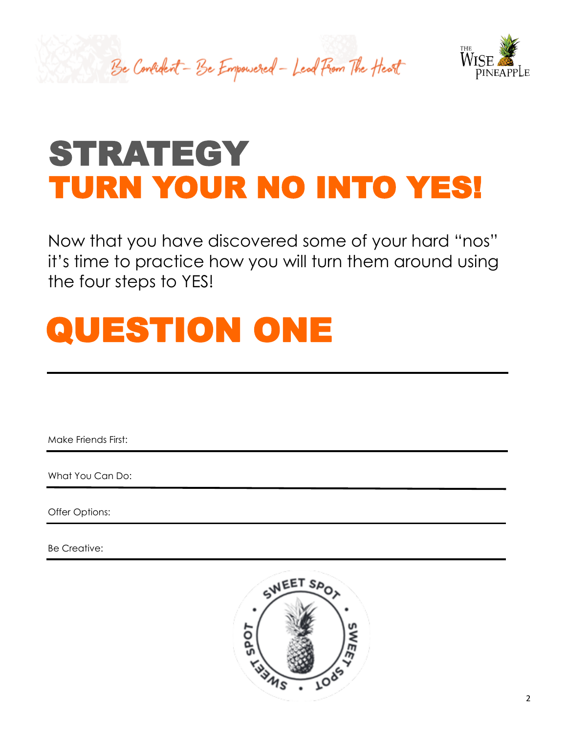# STRATEGY
# TURN YOUR NO INTO YES!

Now that you have discovered some of your hard "nos" it's time to practice how you will turn them around using the four steps to YES!

## QUESTION ONE

Make Friends First:

What You Can Do:

Offer Options:

Be Creative: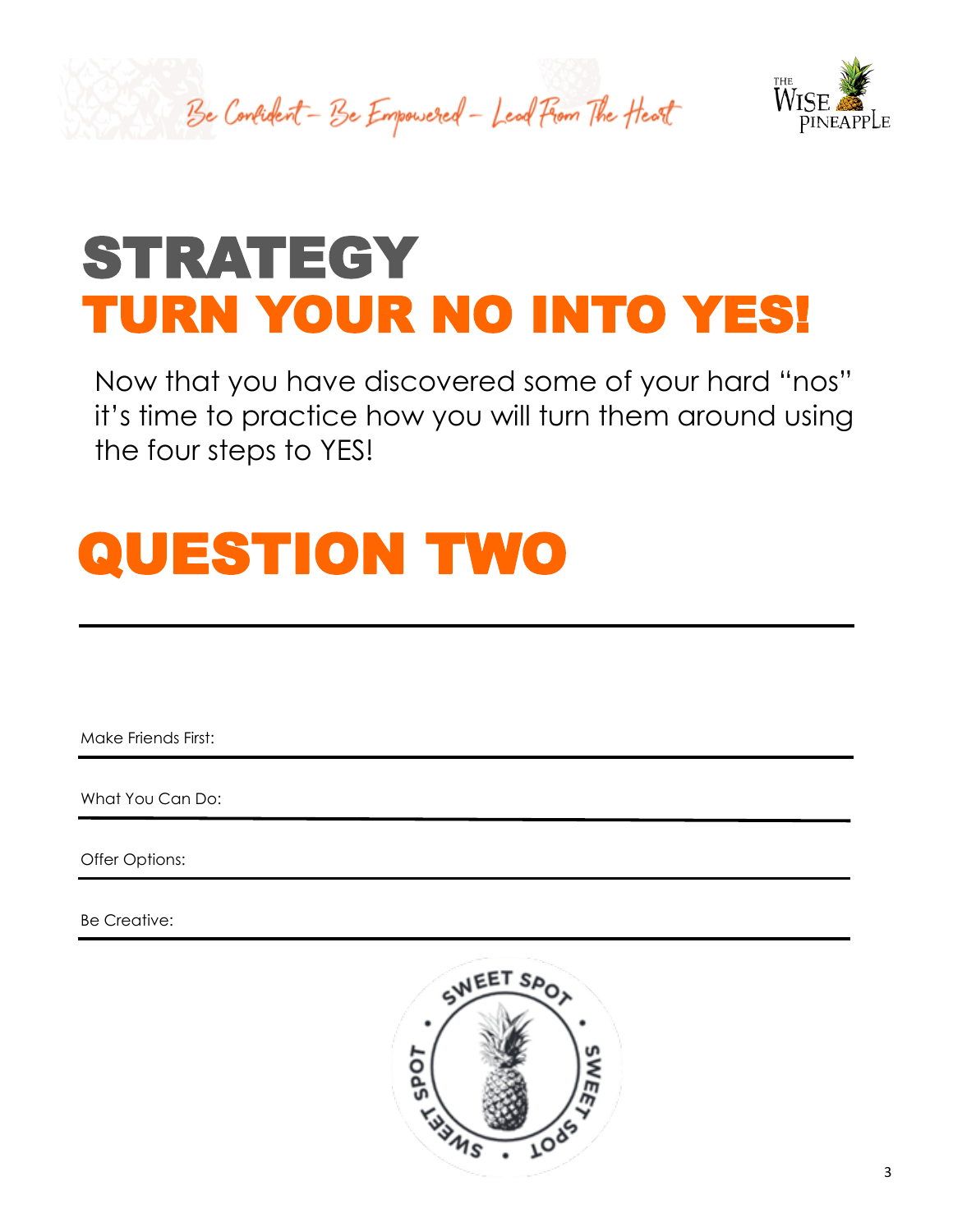# STRATEGY
# TURN YOUR NO INTO YES!

Now that you have discovered some of your hard "nos" it's time to practice how you will turn them around using the four steps to YES!

## QUESTION TWO

Make Friends First:

What You Can Do:

Offer Options:

Be Creative: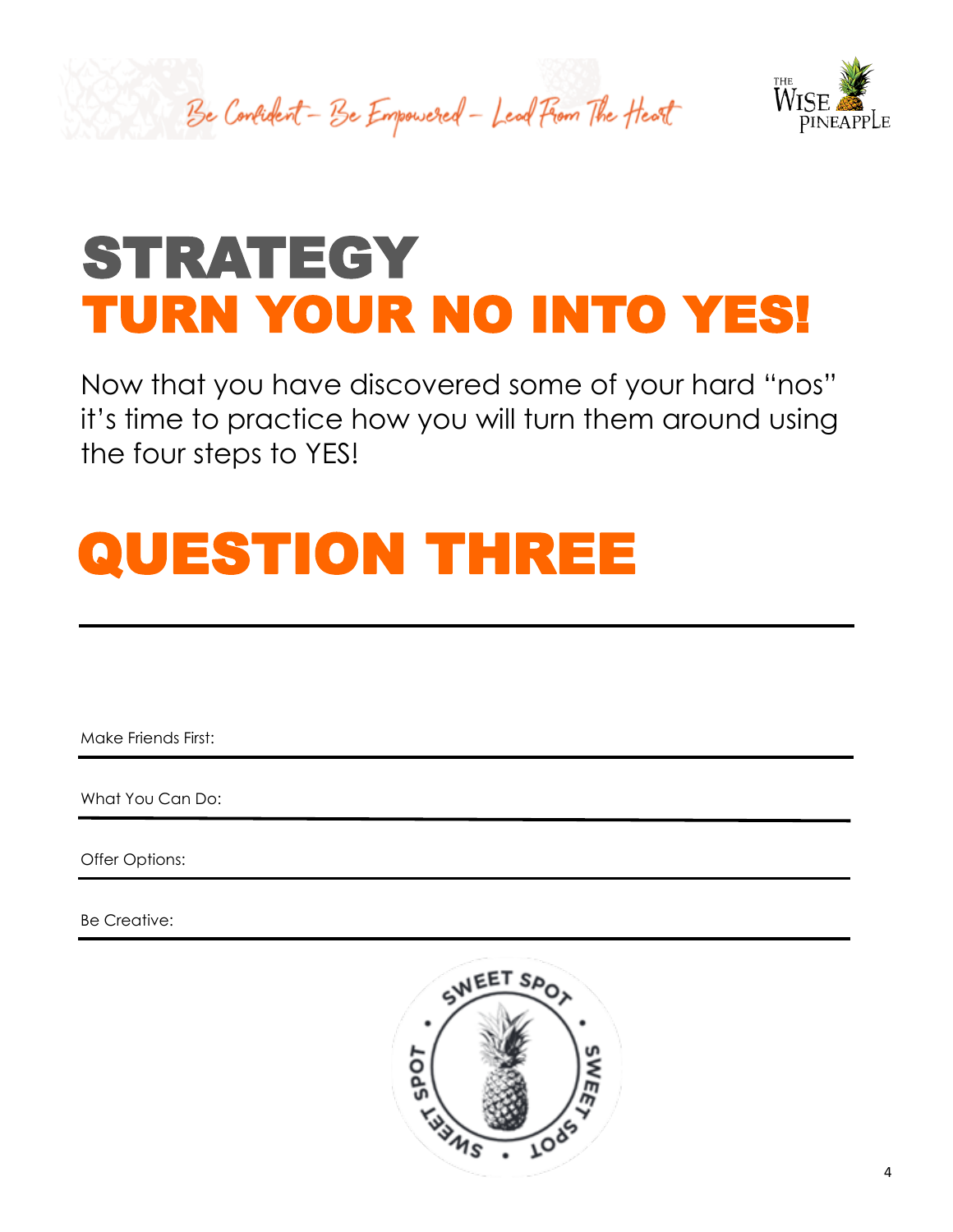# STRATEGY
# TURN YOUR NO INTO YES!

Now that you have discovered some of your hard "nos" it's time to practice how you will turn them around using the four steps to YES!

## QUESTION THREE

Make Friends First:

What You Can Do:

Offer Options:

Be Creative: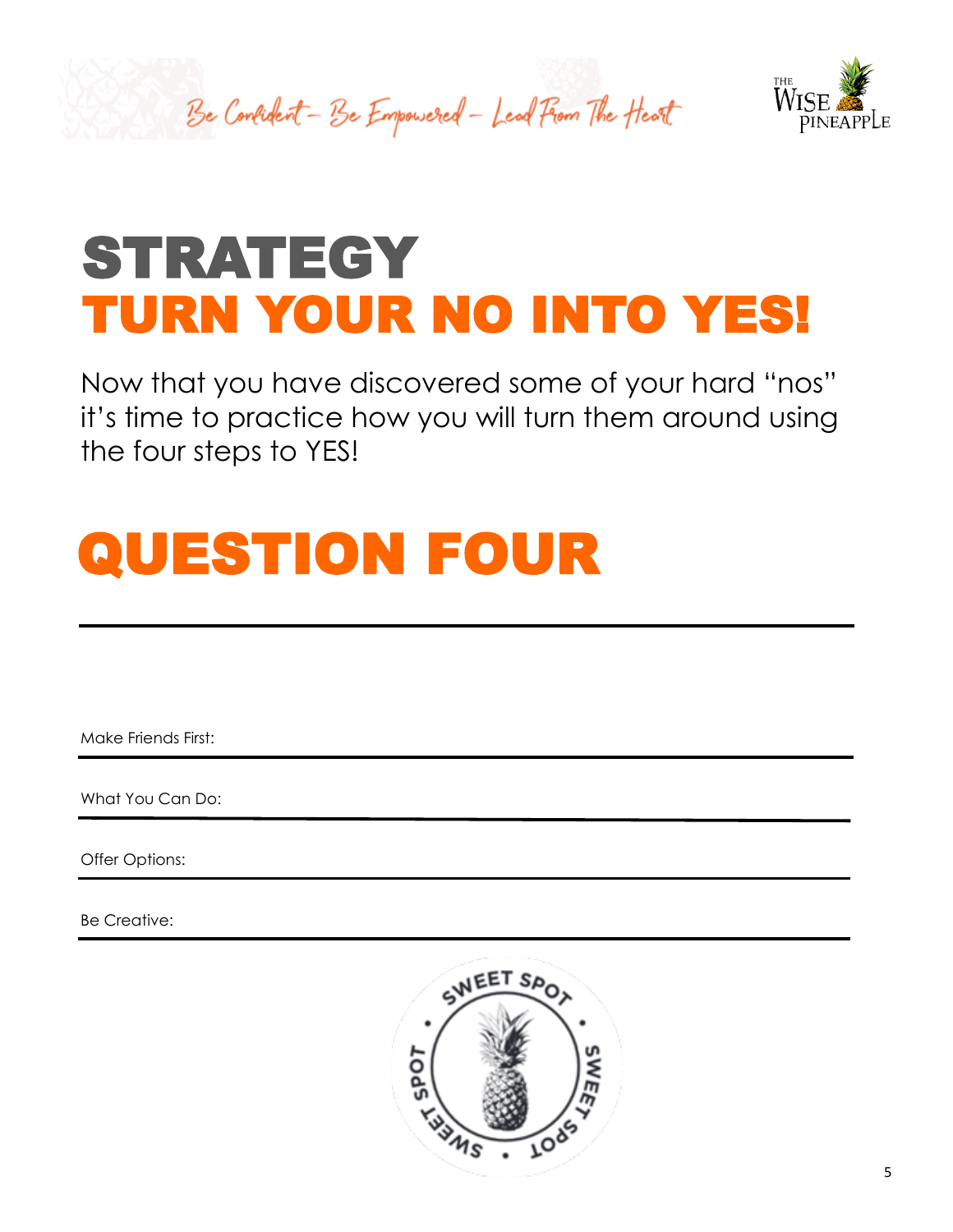# STRATEGY
# TURN YOUR NO INTO YES!

Now that you have discovered some of your hard "nos" it's time to practice how you will turn them around using the four steps to YES!

# QUESTION FOUR

Make Friends First:

What You Can Do:

Offer Options:

Be Creative: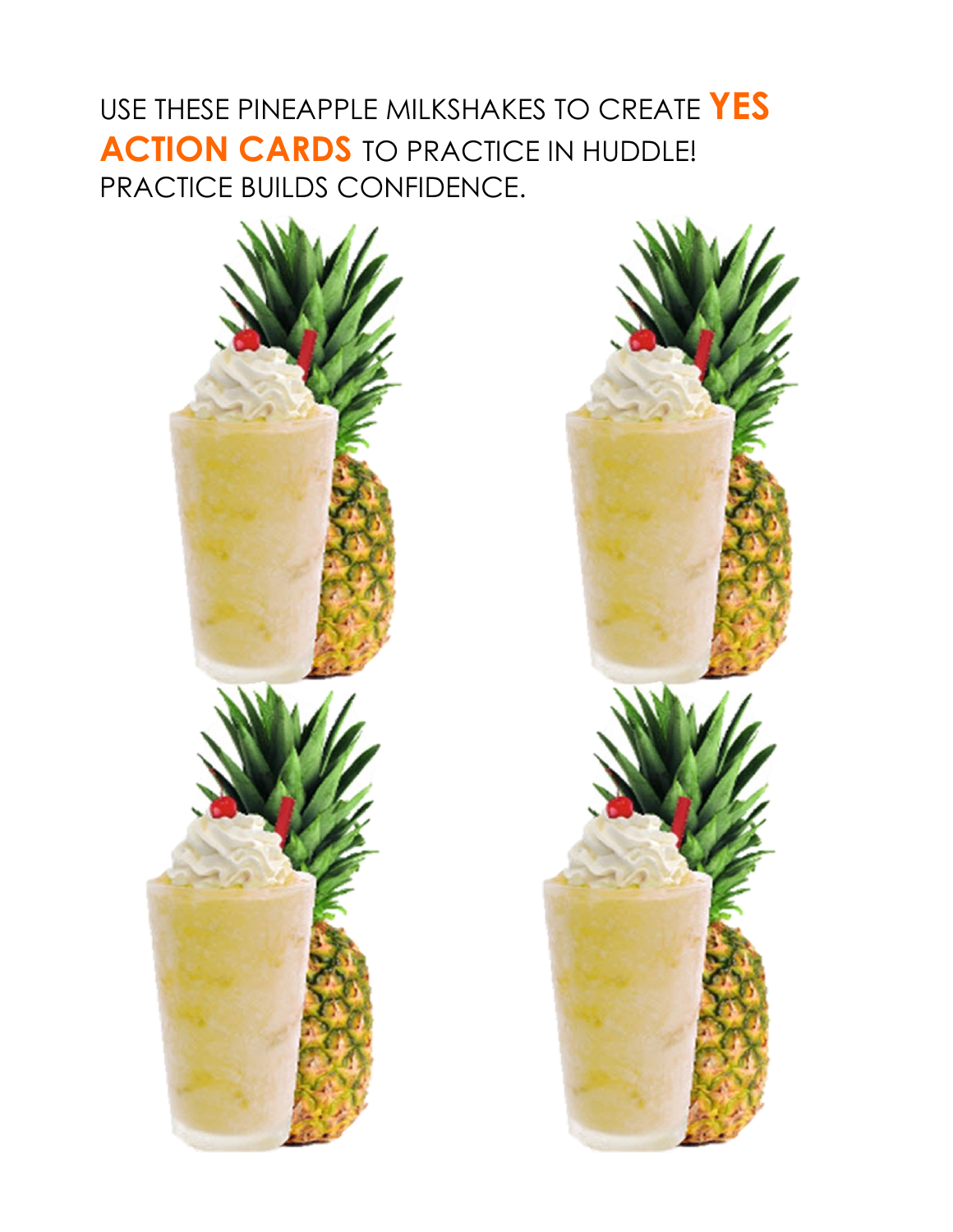USE THESE PINEAPPLE MILKSHAKES TO CREATE **YES ACTION CARDS** TO PRACTICE IN HUDDLE! PRACTICE BUILDS CONFIDENCE.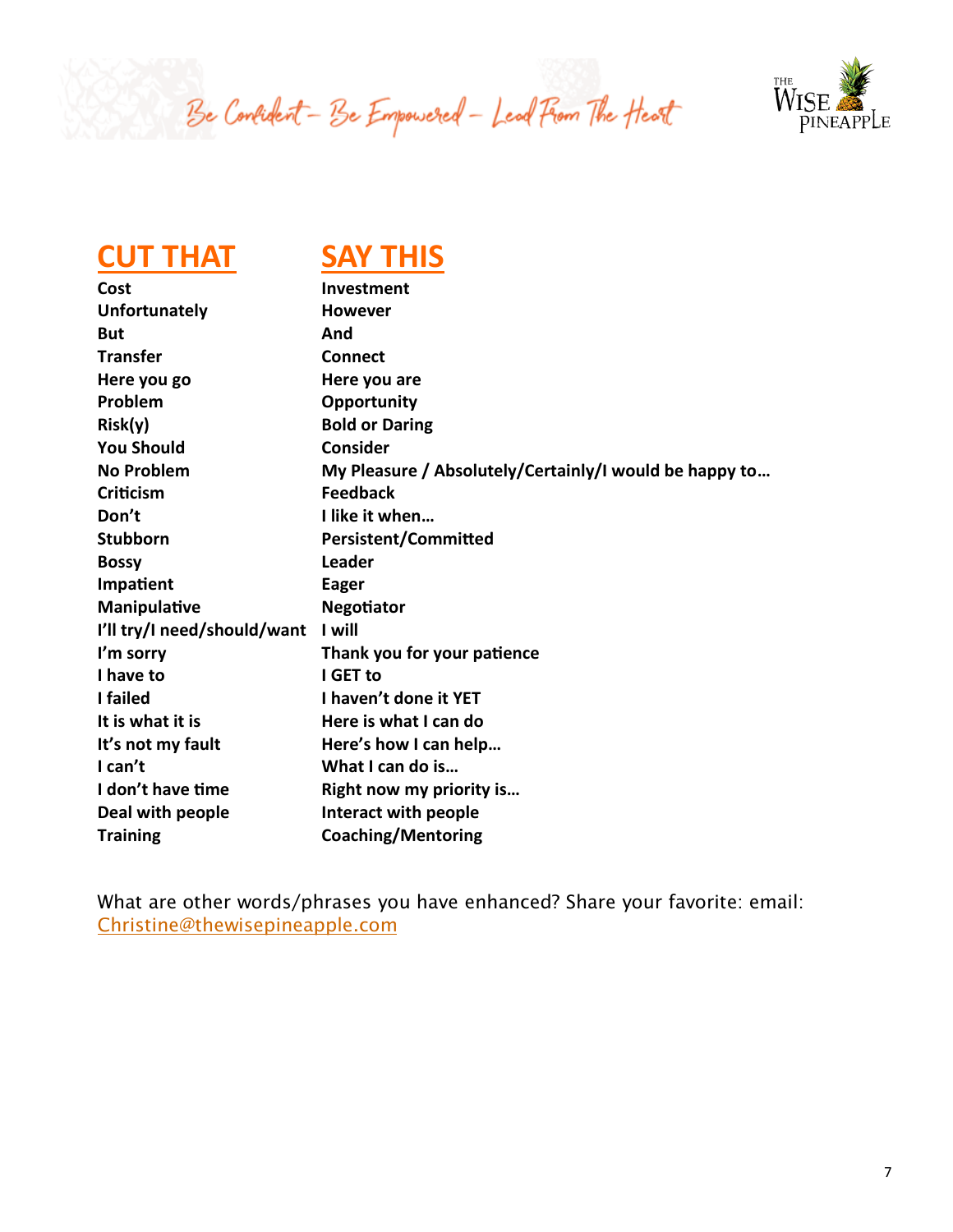| CUT THAT | SAY THIS |
|---|---|
| Cost | Investment |
| Unfortunately | However |
| But | And |
| Transfer | Connect |
| Here you go | Here you are |
| Problem | Opportunity |
| Risk(y) | Bold or Daring |
| You Should | Consider |
| No Problem | My Pleasure / Absolutely/Certainly/I would be happy to… |
| Criticism | Feedback |
| Don't | I like it when… |
| Stubborn | Persistent/Committed |
| Bossy | Leader |
| Impatient | Eager |
| Manipulative | Negotiator |
| I'll try/I need/should/want | I will |
| I'm sorry | Thank you for your patience |
| I have to | I GET to |
| I failed | I haven't done it YET |
| It is what it is | Here is what I can do |
| It's not my fault | Here's how I can help… |
| I can't | What I can do is… |
| I don't have time | Right now my priority is… |
| Deal with people | Interact with people |
| Training | Coaching/Mentoring |

What are other words/phrases you have enhanced? Share your favorite: email: Christine@thewisepineapple.com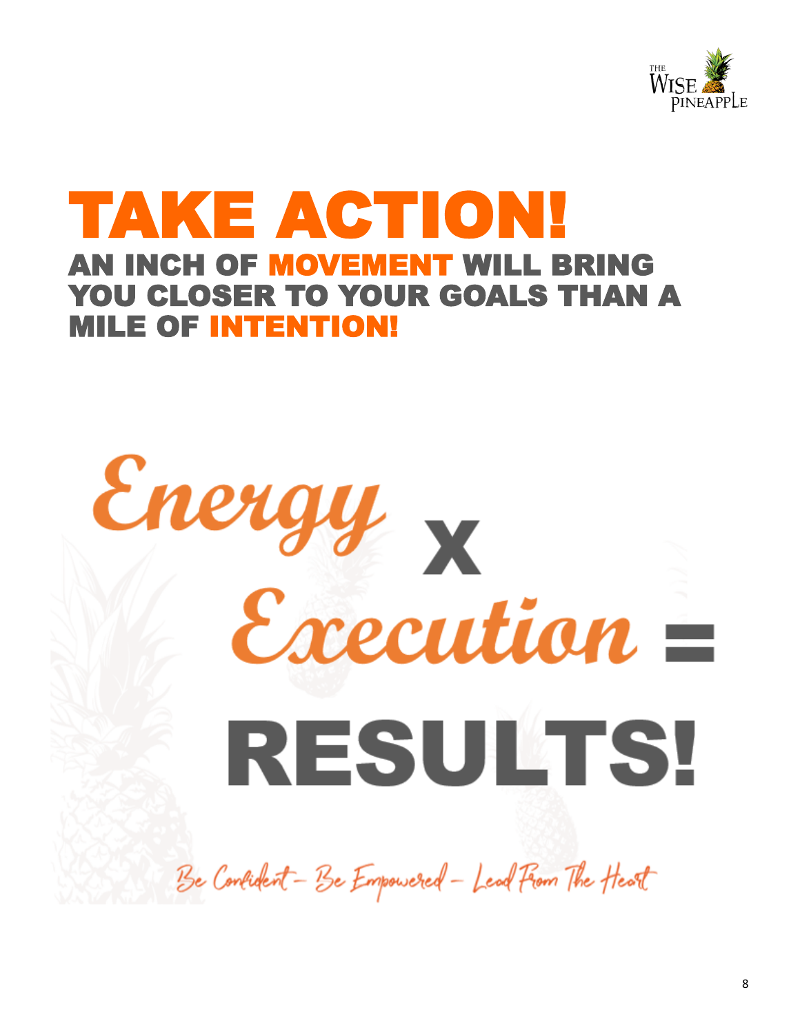# TAKE ACTION!

## AN INCH OF MOVEMENT WILL BRING YOU CLOSER TO YOUR GOALS THAN A MILE OF INTENTION!

*Energy* x

*Execution* =

# RESULTS!

*Be Confident – Be Empowered – Lead From The Heart*